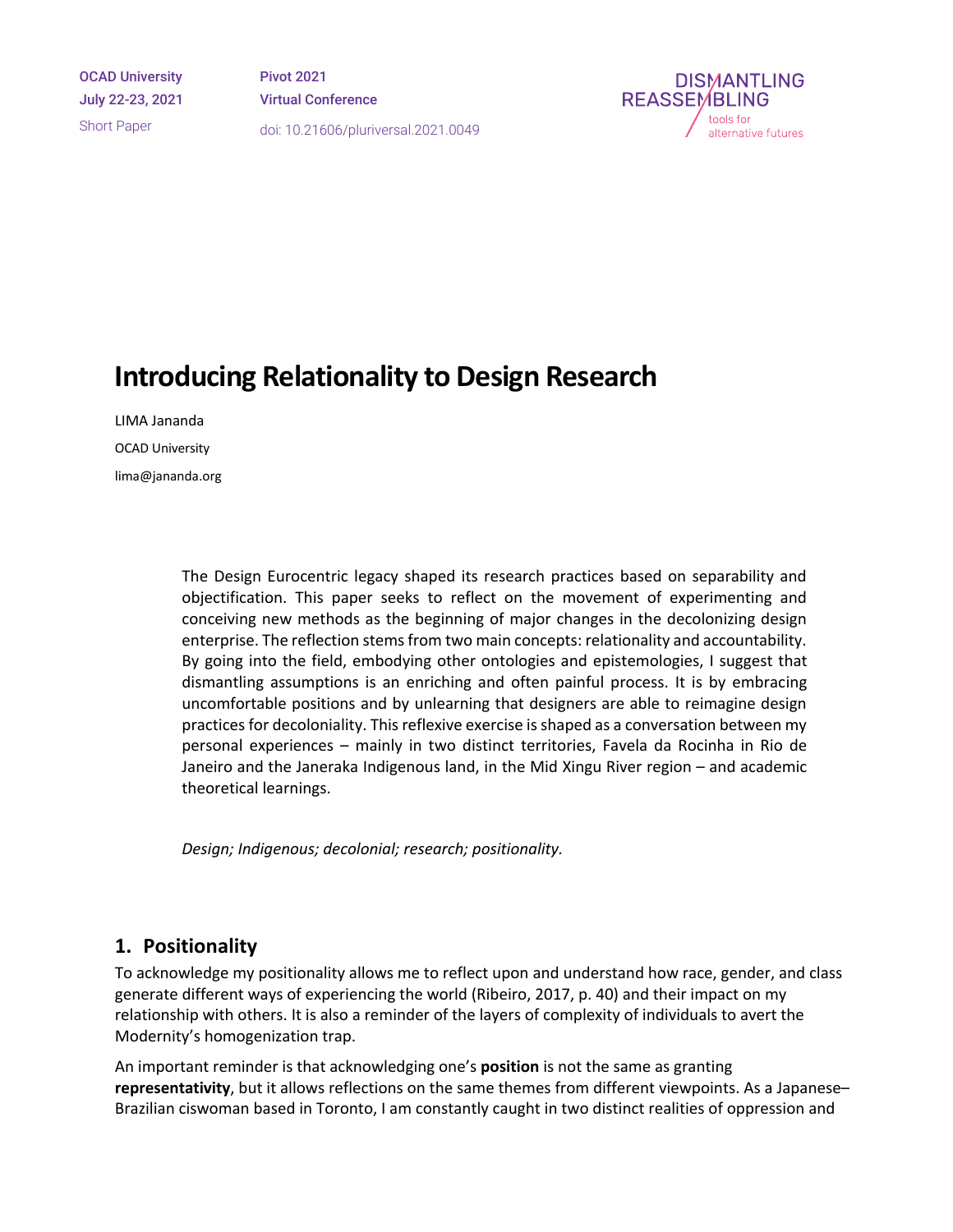# Introducing Relationality to Design Research

LIMA Jananda

OCAD University

lima@jananda.org

The Design Eurocentric legacy shaped its research practices based on separability and objectification. This paper seeks to reflect on the movement of experimenting and conceiving new methods as the beginning of major changes in the decolonizing design enterprise. The reflection stems from two main concepts: relationality and accountability. By going into the field, embodying other ontologies and epistemologies, I suggest that dismantling assumptions is an enriching and often painful process. It is by embracing uncomfortable positions and by unlearning that designers are able to reimagine design practices for decoloniality. This reflexive exercise is shaped as a conversation between my personal experiences – mainly in two distinct territories, Favela da Rocinha in Rio de Janeiro and the Janeraka Indigenous land, in the Mid Xingu River region – and academic theoretical learnings.

*Design; Indigenous; decolonial; research; positionality.*

## 1. Positionality

To acknowledge my positionality allows me to reflect upon and understand how race, gender, and class generate different ways of experiencing the world (Ribeiro, 2017, p. 40) and their impact on my relationship with others. It is also a reminder of the layers of complexity of individuals to avert the Modernity's homogenization trap.

An important reminder is that acknowledging one's **position** is not the same as granting **representativity**, but it allows reflections on the same themes from different viewpoints. As a Japanese–Brazilian ciswoman based in Toronto, I am constantly caught in two distinct realities of oppression and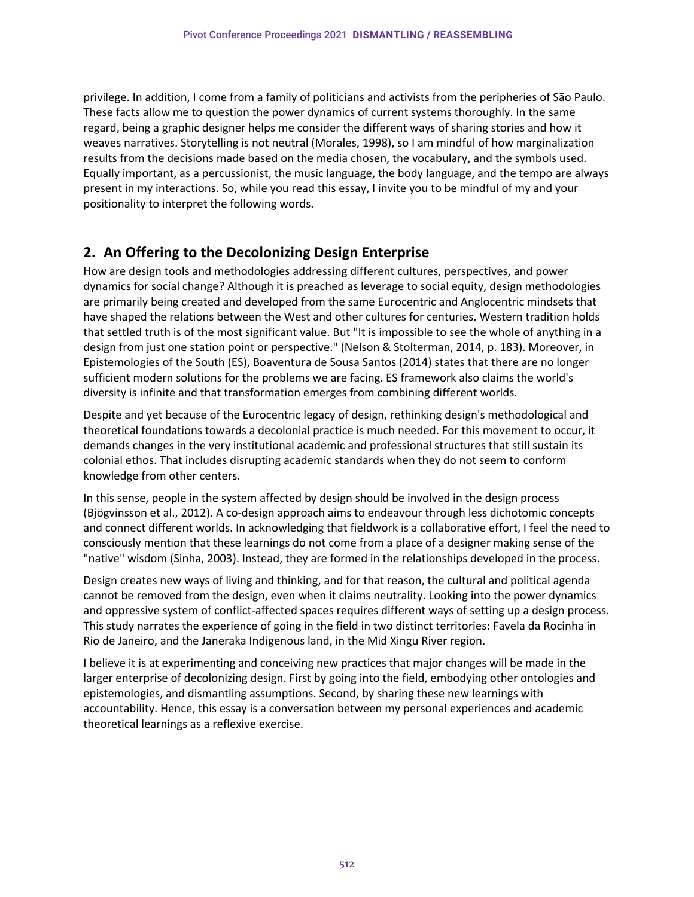privilege. In addition, I come from a family of politicians and activists from the peripheries of São Paulo. These facts allow me to question the power dynamics of current systems thoroughly. In the same regard, being a graphic designer helps me consider the different ways of sharing stories and how it weaves narratives. Storytelling is not neutral (Morales, 1998), so I am mindful of how marginalization results from the decisions made based on the media chosen, the vocabulary, and the symbols used. Equally important, as a percussionist, the music language, the body language, and the tempo are always present in my interactions. So, while you read this essay, I invite you to be mindful of my and your positionality to interpret the following words.

## 2. An Offering to the Decolonizing Design Enterprise

How are design tools and methodologies addressing different cultures, perspectives, and power dynamics for social change? Although it is preached as leverage to social equity, design methodologies are primarily being created and developed from the same Eurocentric and Anglocentric mindsets that have shaped the relations between the West and other cultures for centuries. Western tradition holds that settled truth is of the most significant value. But "It is impossible to see the whole of anything in a design from just one station point or perspective." (Nelson & Stolterman, 2014, p. 183). Moreover, in Epistemologies of the South (ES), Boaventura de Sousa Santos (2014) states that there are no longer sufficient modern solutions for the problems we are facing. ES framework also claims the world's diversity is infinite and that transformation emerges from combining different worlds.

Despite and yet because of the Eurocentric legacy of design, rethinking design's methodological and theoretical foundations towards a decolonial practice is much needed. For this movement to occur, it demands changes in the very institutional academic and professional structures that still sustain its colonial ethos. That includes disrupting academic standards when they do not seem to conform knowledge from other centers.

In this sense, people in the system affected by design should be involved in the design process (Bjögvinsson et al., 2012). A co-design approach aims to endeavour through less dichotomic concepts and connect different worlds. In acknowledging that fieldwork is a collaborative effort, I feel the need to consciously mention that these learnings do not come from a place of a designer making sense of the "native" wisdom (Sinha, 2003). Instead, they are formed in the relationships developed in the process.

Design creates new ways of living and thinking, and for that reason, the cultural and political agenda cannot be removed from the design, even when it claims neutrality. Looking into the power dynamics and oppressive system of conflict-affected spaces requires different ways of setting up a design process. This study narrates the experience of going in the field in two distinct territories: Favela da Rocinha in Rio de Janeiro, and the Janeraka Indigenous land, in the Mid Xingu River region.

I believe it is at experimenting and conceiving new practices that major changes will be made in the larger enterprise of decolonizing design. First by going into the field, embodying other ontologies and epistemologies, and dismantling assumptions. Second, by sharing these new learnings with accountability. Hence, this essay is a conversation between my personal experiences and academic theoretical learnings as a reflexive exercise.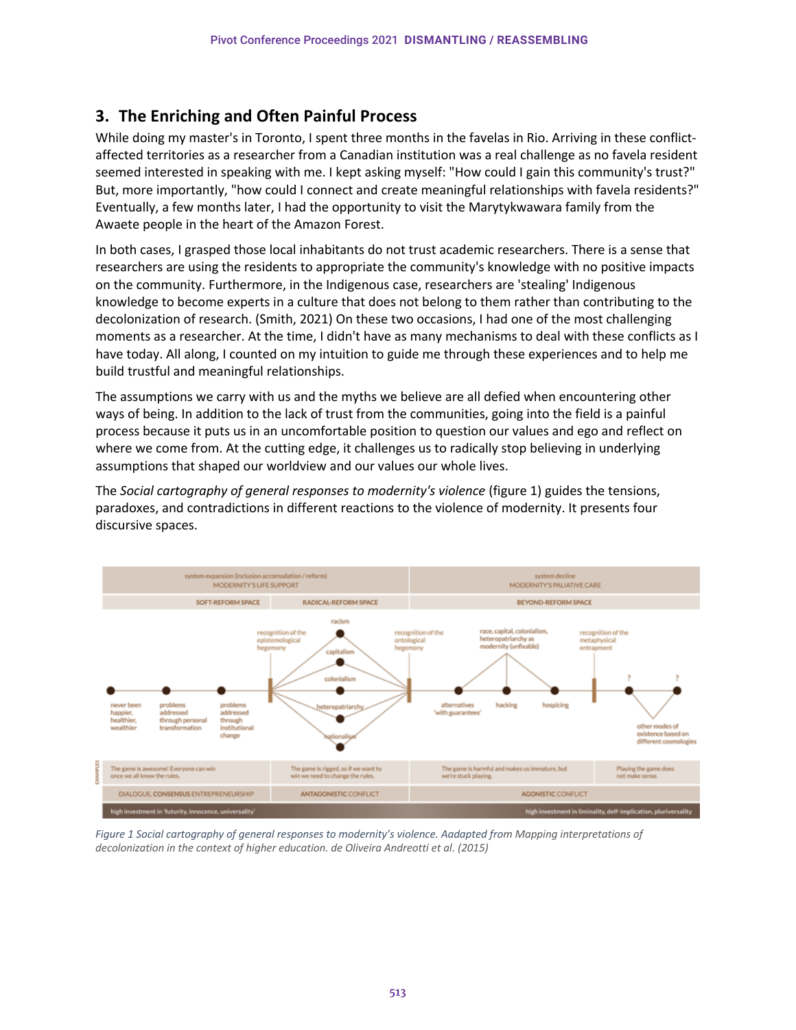## 3. The Enriching and Often Painful Process

While doing my master's in Toronto, I spent three months in the favelas in Rio. Arriving in these conflict-affected territories as a researcher from a Canadian institution was a real challenge as no favela resident seemed interested in speaking with me. I kept asking myself: "How could I gain this community's trust?" But, more importantly, "how could I connect and create meaningful relationships with favela residents?" Eventually, a few months later, I had the opportunity to visit the Marytykwawara family from the Awaete people in the heart of the Amazon Forest.

In both cases, I grasped those local inhabitants do not trust academic researchers. There is a sense that researchers are using the residents to appropriate the community's knowledge with no positive impacts on the community. Furthermore, in the Indigenous case, researchers are 'stealing' Indigenous knowledge to become experts in a culture that does not belong to them rather than contributing to the decolonization of research. (Smith, 2021) On these two occasions, I had one of the most challenging moments as a researcher. At the time, I didn't have as many mechanisms to deal with these conflicts as I have today. All along, I counted on my intuition to guide me through these experiences and to help me build trustful and meaningful relationships.

The assumptions we carry with us and the myths we believe are all defied when encountering other ways of being. In addition to the lack of trust from the communities, going into the field is a painful process because it puts us in an uncomfortable position to question our values and ego and reflect on where we come from. At the cutting edge, it challenges us to radically stop believing in underlying assumptions that shaped our worldview and our values our whole lives.

The *Social cartography of general responses to modernity's violence* (figure 1) guides the tensions, paradoxes, and contradictions in different reactions to the violence of modernity. It presents four discursive spaces.

*Figure 1 Social cartography of general responses to modernity's violence. Aadapted from Mapping interpretations of decolonization in the context of higher education. de Oliveira Andreotti et al. (2015)*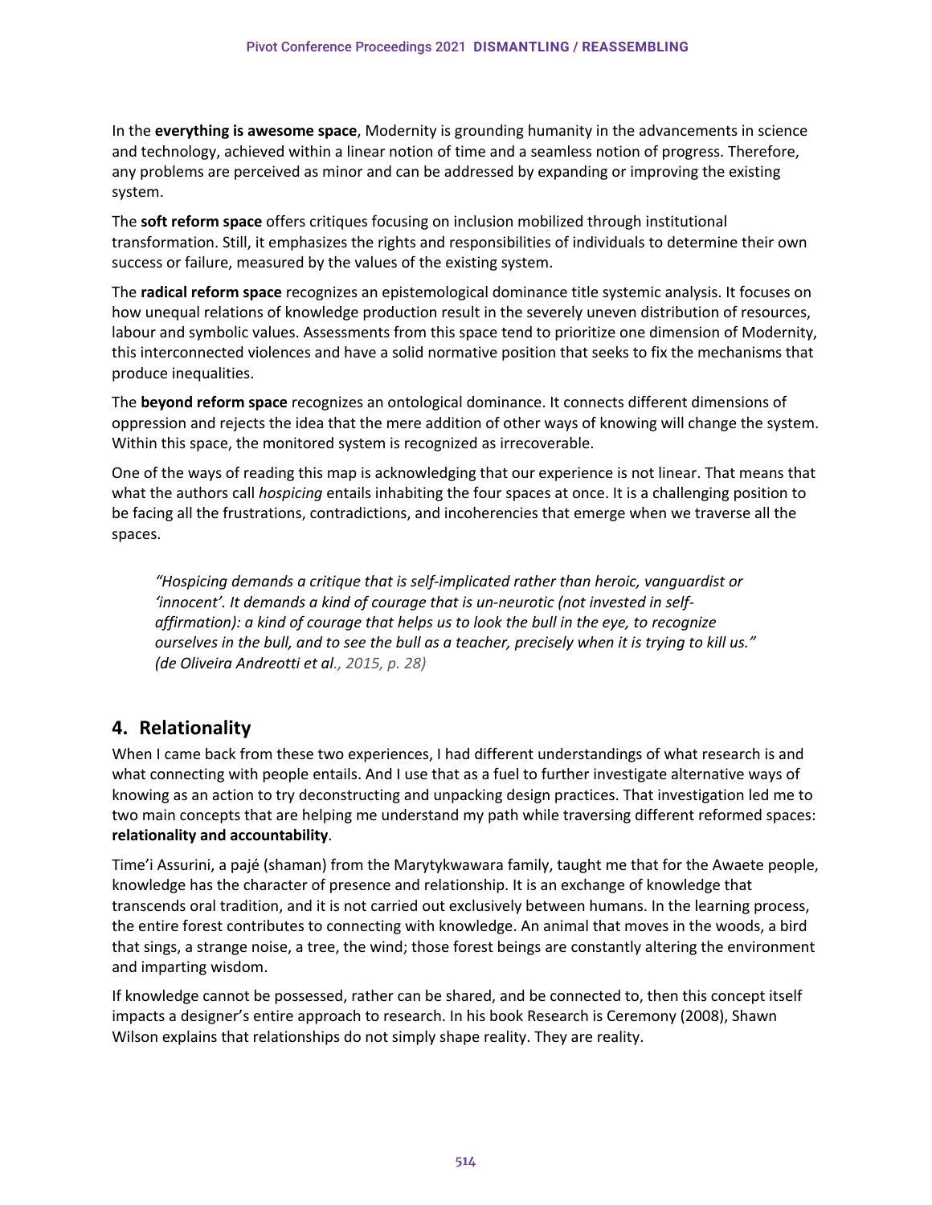In the **everything is awesome space**, Modernity is grounding humanity in the advancements in science and technology, achieved within a linear notion of time and a seamless notion of progress. Therefore, any problems are perceived as minor and can be addressed by expanding or improving the existing system.

The **soft reform space** offers critiques focusing on inclusion mobilized through institutional transformation. Still, it emphasizes the rights and responsibilities of individuals to determine their own success or failure, measured by the values of the existing system.

The **radical reform space** recognizes an epistemological dominance title systemic analysis. It focuses on how unequal relations of knowledge production result in the severely uneven distribution of resources, labour and symbolic values. Assessments from this space tend to prioritize one dimension of Modernity, this interconnected violences and have a solid normative position that seeks to fix the mechanisms that produce inequalities.

The **beyond reform space** recognizes an ontological dominance. It connects different dimensions of oppression and rejects the idea that the mere addition of other ways of knowing will change the system. Within this space, the monitored system is recognized as irrecoverable.

One of the ways of reading this map is acknowledging that our experience is not linear. That means that what the authors call *hospicing* entails inhabiting the four spaces at once. It is a challenging position to be facing all the frustrations, contradictions, and incoherencies that emerge when we traverse all the spaces.

> *"Hospicing demands a critique that is self-implicated rather than heroic, vanguardist or 'innocent'. It demands a kind of courage that is un-neurotic (not invested in self-affirmation): a kind of courage that helps us to look the bull in the eye, to recognize ourselves in the bull, and to see the bull as a teacher, precisely when it is trying to kill us." (de Oliveira Andreotti et al., 2015, p. 28)*

## 4. Relationality

When I came back from these two experiences, I had different understandings of what research is and what connecting with people entails. And I use that as a fuel to further investigate alternative ways of knowing as an action to try deconstructing and unpacking design practices. That investigation led me to two main concepts that are helping me understand my path while traversing different reformed spaces: **relationality and accountability**.

Time'i Assurini, a pajé (shaman) from the Marytykwawara family, taught me that for the Awaete people, knowledge has the character of presence and relationship. It is an exchange of knowledge that transcends oral tradition, and it is not carried out exclusively between humans. In the learning process, the entire forest contributes to connecting with knowledge. An animal that moves in the woods, a bird that sings, a strange noise, a tree, the wind; those forest beings are constantly altering the environment and imparting wisdom.

If knowledge cannot be possessed, rather can be shared, and be connected to, then this concept itself impacts a designer's entire approach to research. In his book Research is Ceremony (2008), Shawn Wilson explains that relationships do not simply shape reality. They are reality.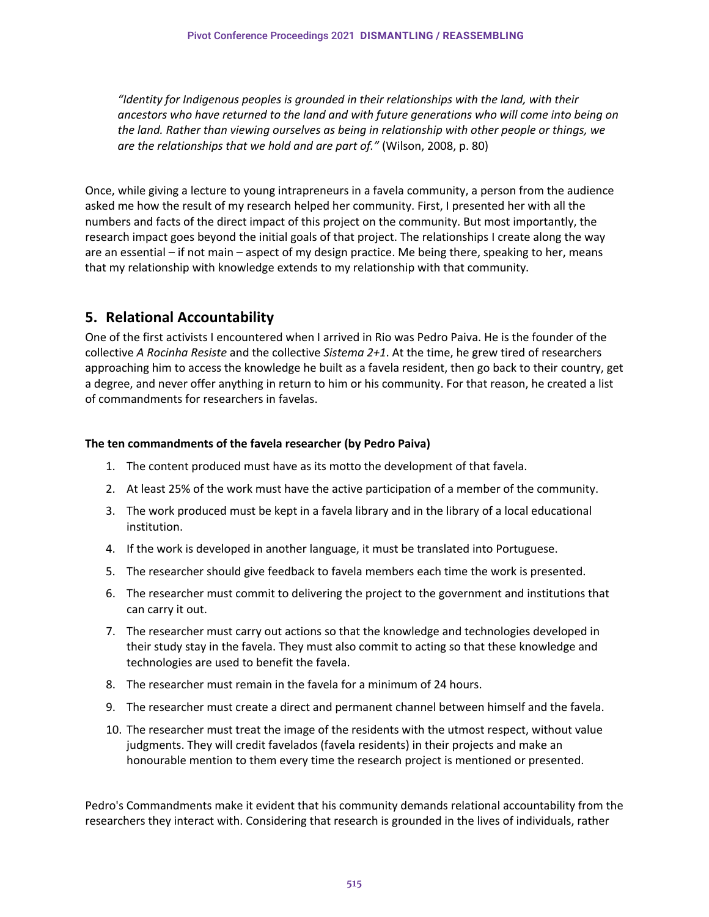*"Identity for Indigenous peoples is grounded in their relationships with the land, with their ancestors who have returned to the land and with future generations who will come into being on the land. Rather than viewing ourselves as being in relationship with other people or things, we are the relationships that we hold and are part of."* (Wilson, 2008, p. 80)

Once, while giving a lecture to young intrapreneurs in a favela community, a person from the audience asked me how the result of my research helped her community. First, I presented her with all the numbers and facts of the direct impact of this project on the community. But most importantly, the research impact goes beyond the initial goals of that project. The relationships I create along the way are an essential – if not main – aspect of my design practice. Me being there, speaking to her, means that my relationship with knowledge extends to my relationship with that community.

## 5. Relational Accountability

One of the first activists I encountered when I arrived in Rio was Pedro Paiva. He is the founder of the collective *A Rocinha Resiste* and the collective *Sistema 2+1*. At the time, he grew tired of researchers approaching him to access the knowledge he built as a favela resident, then go back to their country, get a degree, and never offer anything in return to him or his community. For that reason, he created a list of commandments for researchers in favelas.

**The ten commandments of the favela researcher (by Pedro Paiva)**

1. The content produced must have as its motto the development of that favela.
2. At least 25% of the work must have the active participation of a member of the community.
3. The work produced must be kept in a favela library and in the library of a local educational institution.
4. If the work is developed in another language, it must be translated into Portuguese.
5. The researcher should give feedback to favela members each time the work is presented.
6. The researcher must commit to delivering the project to the government and institutions that can carry it out.
7. The researcher must carry out actions so that the knowledge and technologies developed in their study stay in the favela. They must also commit to acting so that these knowledge and technologies are used to benefit the favela.
8. The researcher must remain in the favela for a minimum of 24 hours.
9. The researcher must create a direct and permanent channel between himself and the favela.
10. The researcher must treat the image of the residents with the utmost respect, without value judgments. They will credit favelados (favela residents) in their projects and make an honourable mention to them every time the research project is mentioned or presented.

Pedro's Commandments make it evident that his community demands relational accountability from the researchers they interact with. Considering that research is grounded in the lives of individuals, rather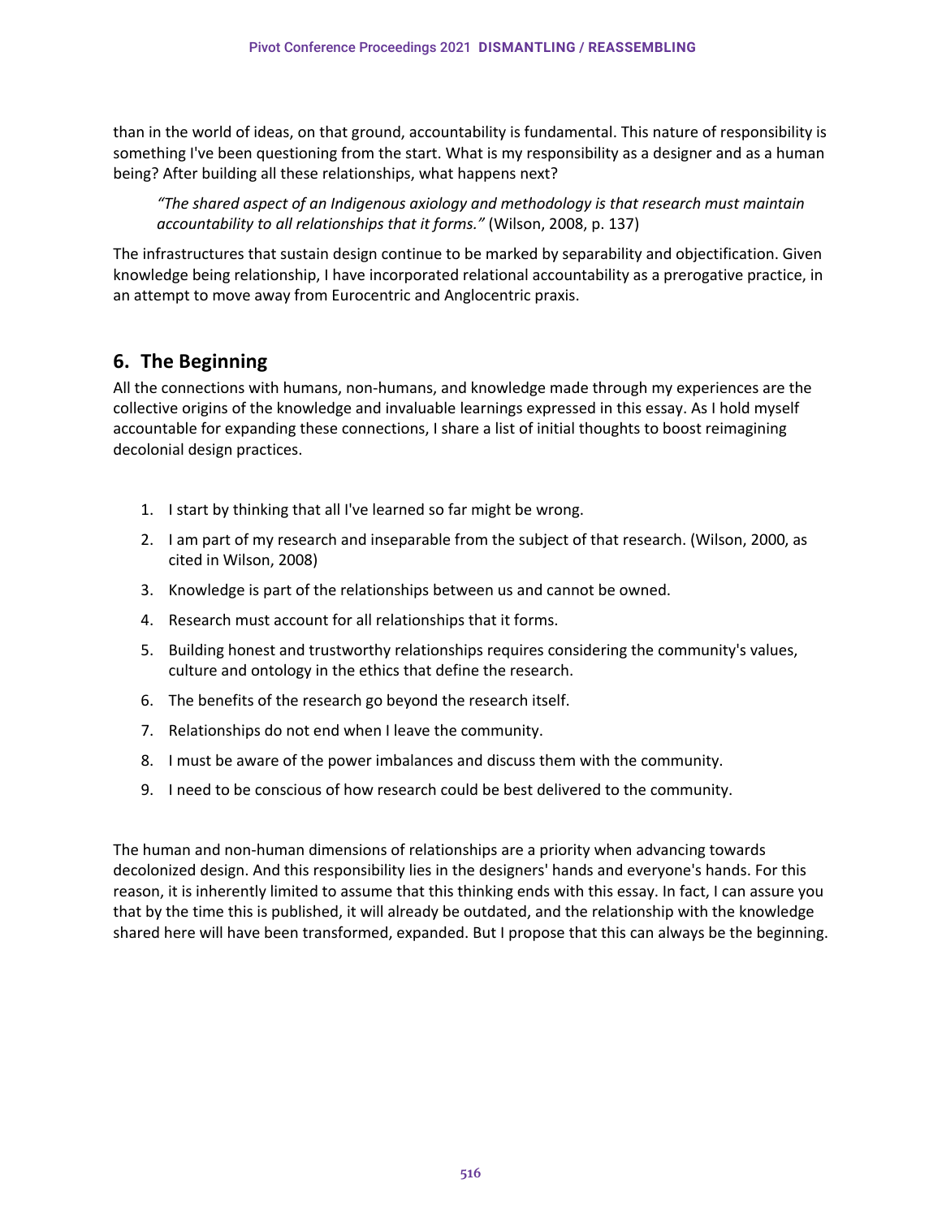than in the world of ideas, on that ground, accountability is fundamental. This nature of responsibility is something I've been questioning from the start. What is my responsibility as a designer and as a human being? After building all these relationships, what happens next?

> *"The shared aspect of an Indigenous axiology and methodology is that research must maintain accountability to all relationships that it forms."* (Wilson, 2008, p. 137)

The infrastructures that sustain design continue to be marked by separability and objectification. Given knowledge being relationship, I have incorporated relational accountability as a prerogative practice, in an attempt to move away from Eurocentric and Anglocentric praxis.

## 6. The Beginning

All the connections with humans, non-humans, and knowledge made through my experiences are the collective origins of the knowledge and invaluable learnings expressed in this essay. As I hold myself accountable for expanding these connections, I share a list of initial thoughts to boost reimagining decolonial design practices.

1. I start by thinking that all I've learned so far might be wrong.
2. I am part of my research and inseparable from the subject of that research. (Wilson, 2000, as cited in Wilson, 2008)
3. Knowledge is part of the relationships between us and cannot be owned.
4. Research must account for all relationships that it forms.
5. Building honest and trustworthy relationships requires considering the community's values, culture and ontology in the ethics that define the research.
6. The benefits of the research go beyond the research itself.
7. Relationships do not end when I leave the community.
8. I must be aware of the power imbalances and discuss them with the community.
9. I need to be conscious of how research could be best delivered to the community.

The human and non-human dimensions of relationships are a priority when advancing towards decolonized design. And this responsibility lies in the designers' hands and everyone's hands. For this reason, it is inherently limited to assume that this thinking ends with this essay. In fact, I can assure you that by the time this is published, it will already be outdated, and the relationship with the knowledge shared here will have been transformed, expanded. But I propose that this can always be the beginning.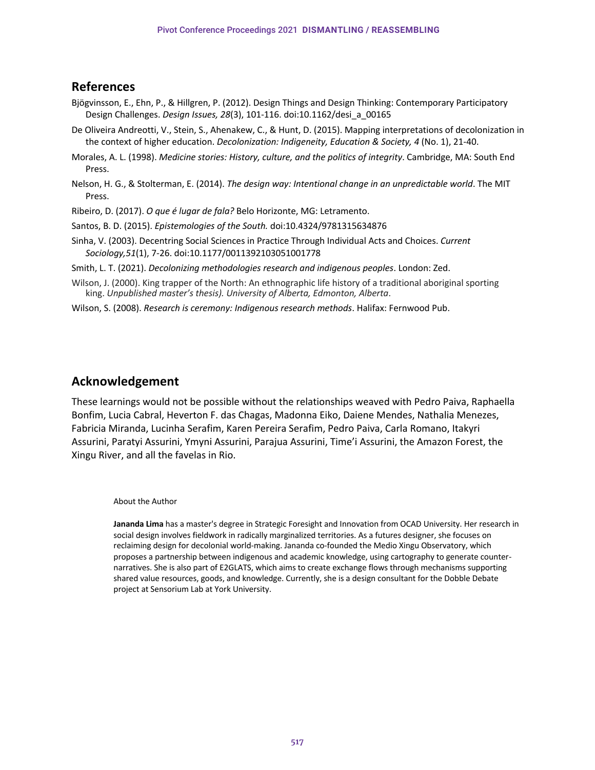## References

Bjögvinsson, E., Ehn, P., & Hillgren, P. (2012). Design Things and Design Thinking: Contemporary Participatory Design Challenges. *Design Issues, 28*(3), 101-116. doi:10.1162/desi_a_00165

De Oliveira Andreotti, V., Stein, S., Ahenakew, C., & Hunt, D. (2015). Mapping interpretations of decolonization in the context of higher education. *Decolonization: Indigeneity, Education & Society, 4* (No. 1), 21-40.

Morales, A. L. (1998). *Medicine stories: History, culture, and the politics of integrity*. Cambridge, MA: South End Press.

Nelson, H. G., & Stolterman, E. (2014). *The design way: Intentional change in an unpredictable world*. The MIT Press.

Ribeiro, D. (2017). *O que é lugar de fala?* Belo Horizonte, MG: Letramento.

Santos, B. D. (2015). *Epistemologies of the South.* doi:10.4324/9781315634876

Sinha, V. (2003). Decentring Social Sciences in Practice Through Individual Acts and Choices. *Current Sociology,51*(1), 7-26. doi:10.1177/0011392103051001778

Smith, L. T. (2021). *Decolonizing methodologies research and indigenous peoples*. London: Zed.

Wilson, J. (2000). King trapper of the North: An ethnographic life history of a traditional aboriginal sporting king. *Unpublished master's thesis). University of Alberta, Edmonton, Alberta*.

Wilson, S. (2008). *Research is ceremony: Indigenous research methods*. Halifax: Fernwood Pub.

## Acknowledgement

These learnings would not be possible without the relationships weaved with Pedro Paiva, Raphaella Bonfim, Lucia Cabral, Heverton F. das Chagas, Madonna Eiko, Daiene Mendes, Nathalia Menezes, Fabricia Miranda, Lucinha Serafim, Karen Pereira Serafim, Pedro Paiva, Carla Romano, Itakyri Assurini, Paratyi Assurini, Ymyni Assurini, Parajua Assurini, Time'i Assurini, the Amazon Forest, the Xingu River, and all the favelas in Rio.

About the Author

**Jananda Lima** has a master's degree in Strategic Foresight and Innovation from OCAD University. Her research in social design involves fieldwork in radically marginalized territories. As a futures designer, she focuses on reclaiming design for decolonial world-making. Jananda co-founded the Medio Xingu Observatory, which proposes a partnership between indigenous and academic knowledge, using cartography to generate counter-narratives. She is also part of E2GLATS, which aims to create exchange flows through mechanisms supporting shared value resources, goods, and knowledge. Currently, she is a design consultant for the Dobble Debate project at Sensorium Lab at York University.